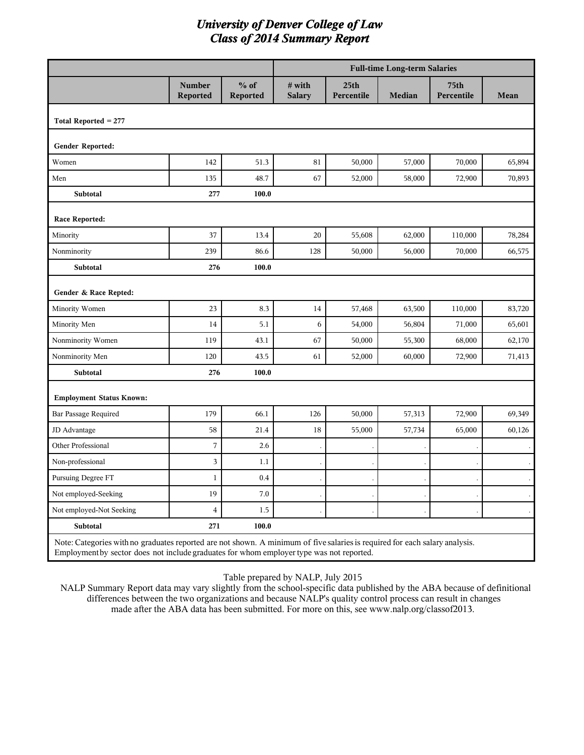# *University of Denver College of Law*
# *Class of 2014 Summary Report*

| | | | Full-time Long-term Salaries | | | | |
|---|---|---|---|---|---|---|---|
| | **Number Reported** | **% of Reported** | **# with Salary** | **25th Percentile** | **Median** | **75th Percentile** | **Mean** |
| **Total Reported = 277** | | | | | | | |
| **Gender Reported:** | | | | | | | |
| Women | 142 | 51.3 | 81 | 50,000 | 57,000 | 70,000 | 65,894 |
| Men | 135 | 48.7 | 67 | 52,000 | 58,000 | 72,900 | 70,893 |
| **Subtotal** | **277** | **100.0** | | | | | |
| **Race Reported:** | | | | | | | |
| Minority | 37 | 13.4 | 20 | 55,608 | 62,000 | 110,000 | 78,284 |
| Nonminority | 239 | 86.6 | 128 | 50,000 | 56,000 | 70,000 | 66,575 |
| **Subtotal** | **276** | **100.0** | | | | | |
| **Gender & Race Repted:** | | | | | | | |
| Minority Women | 23 | 8.3 | 14 | 57,468 | 63,500 | 110,000 | 83,720 |
| Minority Men | 14 | 5.1 | 6 | 54,000 | 56,804 | 71,000 | 65,601 |
| Nonminority Women | 119 | 43.1 | 67 | 50,000 | 55,300 | 68,000 | 62,170 |
| Nonminority Men | 120 | 43.5 | 61 | 52,000 | 60,000 | 72,900 | 71,413 |
| **Subtotal** | **276** | **100.0** | | | | | |
| **Employment Status Known:** | | | | | | | |
| Bar Passage Required | 179 | 66.1 | 126 | 50,000 | 57,313 | 72,900 | 69,349 |
| JD Advantage | 58 | 21.4 | 18 | 55,000 | 57,734 | 65,000 | 60,126 |
| Other Professional | 7 | 2.6 | . | . | . | . | . |
| Non-professional | 3 | 1.1 | . | . | . | . | . |
| Pursuing Degree FT | 1 | 0.4 | . | . | . | . | . |
| Not employed-Seeking | 19 | 7.0 | . | . | . | . | . |
| Not employed-Not Seeking | 4 | 1.5 | . | . | . | . | . |
| **Subtotal** | **271** | **100.0** | | | | | |

Note: Categories with no graduates reported are not shown. A minimum of five salaries is required for each salary analysis. Employment by sector does not include graduates for whom employer type was not reported.

Table prepared by NALP, July 2015

NALP Summary Report data may vary slightly from the school-specific data published by the ABA because of definitional differences between the two organizations and because NALP's quality control process can result in changes made after the ABA data has been submitted. For more on this, see www.nalp.org/classof2013.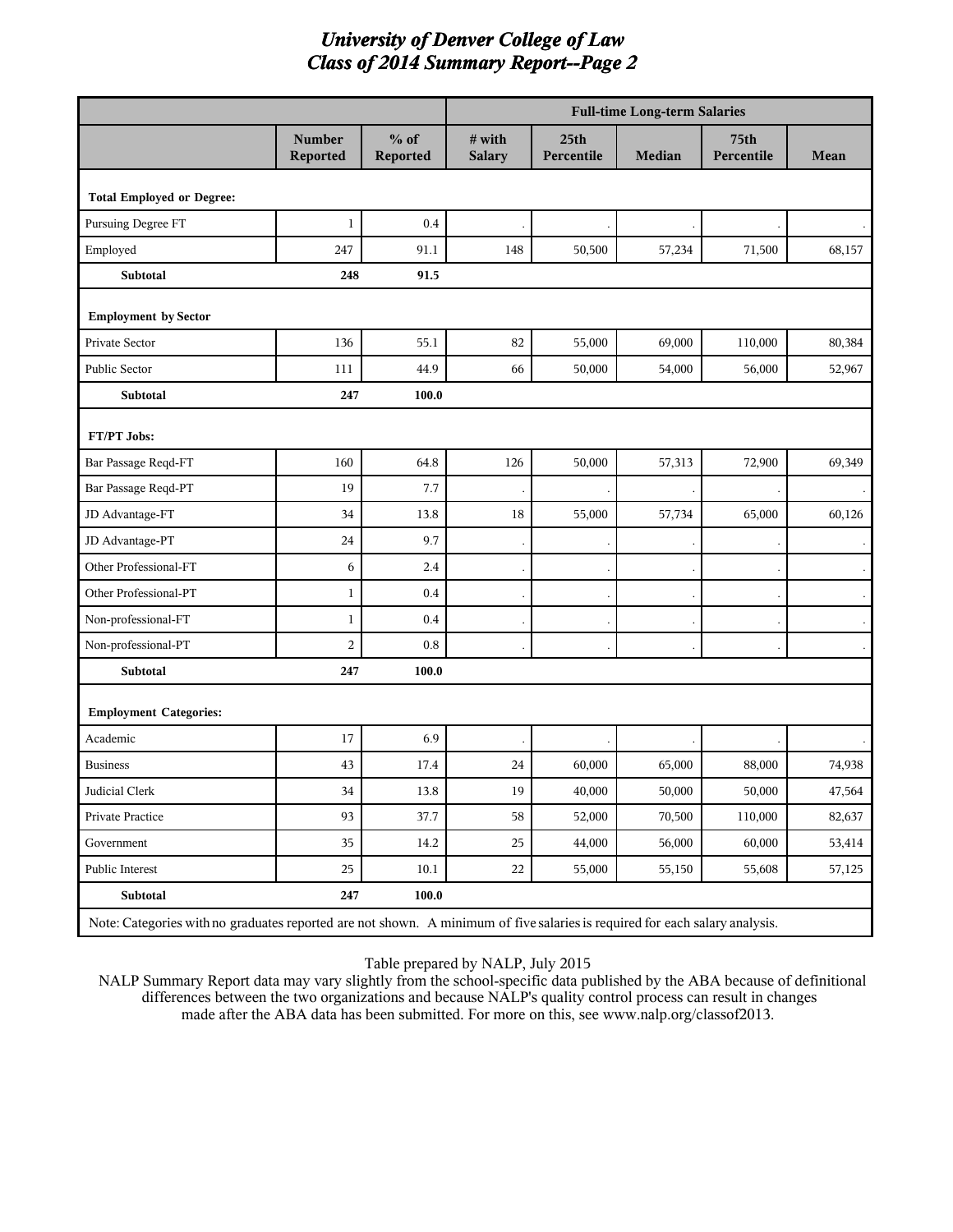# University of Denver College of Law
## Class of 2014 Summary Report--Page 2

| | | | Full-time Long-term Salaries | | | | |
|---|---|---|---|---|---|---|---|
| | Number Reported | % of Reported | # with Salary | 25th Percentile | Median | 75th Percentile | Mean |
| **Total Employed or Degree:** | | | | | | | |
| Pursuing Degree FT | 1 | 0.4 | . | . | . | . | . |
| Employed | 247 | 91.1 | 148 | 50,500 | 57,234 | 71,500 | 68,157 |
| **Subtotal** | **248** | **91.5** | | | | | |
| **Employment by Sector** | | | | | | | |
| Private Sector | 136 | 55.1 | 82 | 55,000 | 69,000 | 110,000 | 80,384 |
| Public Sector | 111 | 44.9 | 66 | 50,000 | 54,000 | 56,000 | 52,967 |
| **Subtotal** | **247** | **100.0** | | | | | |
| **FT/PT Jobs:** | | | | | | | |
| Bar Passage Reqd-FT | 160 | 64.8 | 126 | 50,000 | 57,313 | 72,900 | 69,349 |
| Bar Passage Reqd-PT | 19 | 7.7 | . | . | . | . | . |
| JD Advantage-FT | 34 | 13.8 | 18 | 55,000 | 57,734 | 65,000 | 60,126 |
| JD Advantage-PT | 24 | 9.7 | . | . | . | . | . |
| Other Professional-FT | 6 | 2.4 | . | . | . | . | . |
| Other Professional-PT | 1 | 0.4 | . | . | . | . | . |
| Non-professional-FT | 1 | 0.4 | . | . | . | . | . |
| Non-professional-PT | 2 | 0.8 | . | . | . | . | . |
| **Subtotal** | **247** | **100.0** | | | | | |
| **Employment Categories:** | | | | | | | |
| Academic | 17 | 6.9 | . | . | . | . | . |
| Business | 43 | 17.4 | 24 | 60,000 | 65,000 | 88,000 | 74,938 |
| Judicial Clerk | 34 | 13.8 | 19 | 40,000 | 50,000 | 50,000 | 47,564 |
| Private Practice | 93 | 37.7 | 58 | 52,000 | 70,500 | 110,000 | 82,637 |
| Government | 35 | 14.2 | 25 | 44,000 | 56,000 | 60,000 | 53,414 |
| Public Interest | 25 | 10.1 | 22 | 55,000 | 55,150 | 55,608 | 57,125 |
| **Subtotal** | **247** | **100.0** | | | | | |

Note: Categories with no graduates reported are not shown. A minimum of five salaries is required for each salary analysis.

Table prepared by NALP, July 2015

NALP Summary Report data may vary slightly from the school-specific data published by the ABA because of definitional differences between the two organizations and because NALP's quality control process can result in changes made after the ABA data has been submitted. For more on this, see www.nalp.org/classof2013.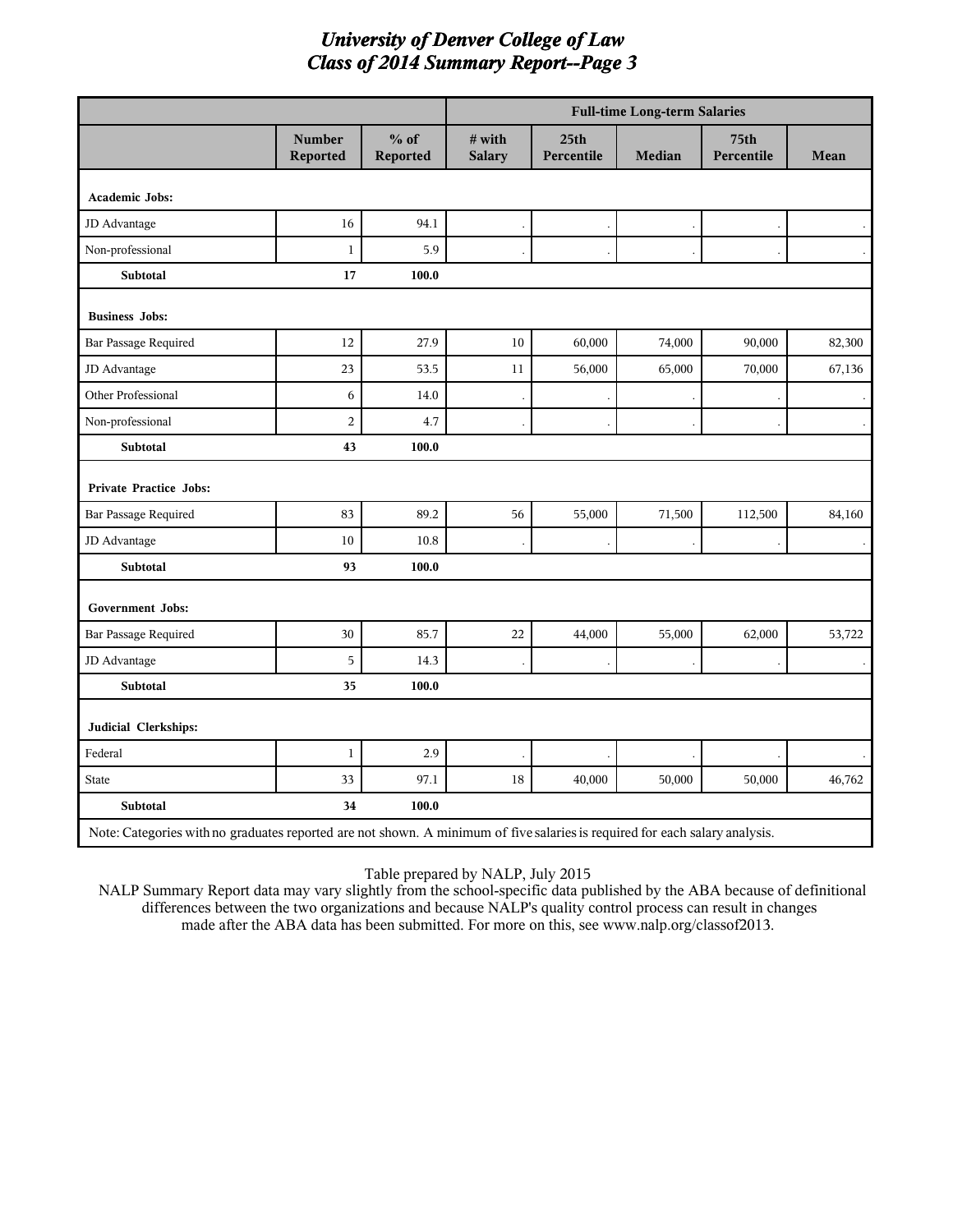# University of Denver College of Law
## Class of 2014 Summary Report--Page 3

| | | | Full-time Long-term Salaries | | | | |
|---|---|---|---|---|---|---|---|
| | Number Reported | % of Reported | # with Salary | 25th Percentile | Median | 75th Percentile | Mean |
| **Academic Jobs:** | | | | | | | |
| JD Advantage | 16 | 94.1 | . | . | . | . | . |
| Non-professional | 1 | 5.9 | . | . | . | . | . |
| **Subtotal** | **17** | **100.0** | | | | | |
| **Business Jobs:** | | | | | | | |
| Bar Passage Required | 12 | 27.9 | 10 | 60,000 | 74,000 | 90,000 | 82,300 |
| JD Advantage | 23 | 53.5 | 11 | 56,000 | 65,000 | 70,000 | 67,136 |
| Other Professional | 6 | 14.0 | . | . | . | . | . |
| Non-professional | 2 | 4.7 | . | . | . | . | . |
| **Subtotal** | **43** | **100.0** | | | | | |
| **Private Practice Jobs:** | | | | | | | |
| Bar Passage Required | 83 | 89.2 | 56 | 55,000 | 71,500 | 112,500 | 84,160 |
| JD Advantage | 10 | 10.8 | . | . | . | . | . |
| **Subtotal** | **93** | **100.0** | | | | | |
| **Government Jobs:** | | | | | | | |
| Bar Passage Required | 30 | 85.7 | 22 | 44,000 | 55,000 | 62,000 | 53,722 |
| JD Advantage | 5 | 14.3 | . | . | . | . | . |
| **Subtotal** | **35** | **100.0** | | | | | |
| **Judicial Clerkships:** | | | | | | | |
| Federal | 1 | 2.9 | . | . | . | . | . |
| State | 33 | 97.1 | 18 | 40,000 | 50,000 | 50,000 | 46,762 |
| **Subtotal** | **34** | **100.0** | | | | | |

Note: Categories with no graduates reported are not shown. A minimum of five salaries is required for each salary analysis.

Table prepared by NALP, July 2015

NALP Summary Report data may vary slightly from the school-specific data published by the ABA because of definitional differences between the two organizations and because NALP's quality control process can result in changes made after the ABA data has been submitted. For more on this, see www.nalp.org/classof2013.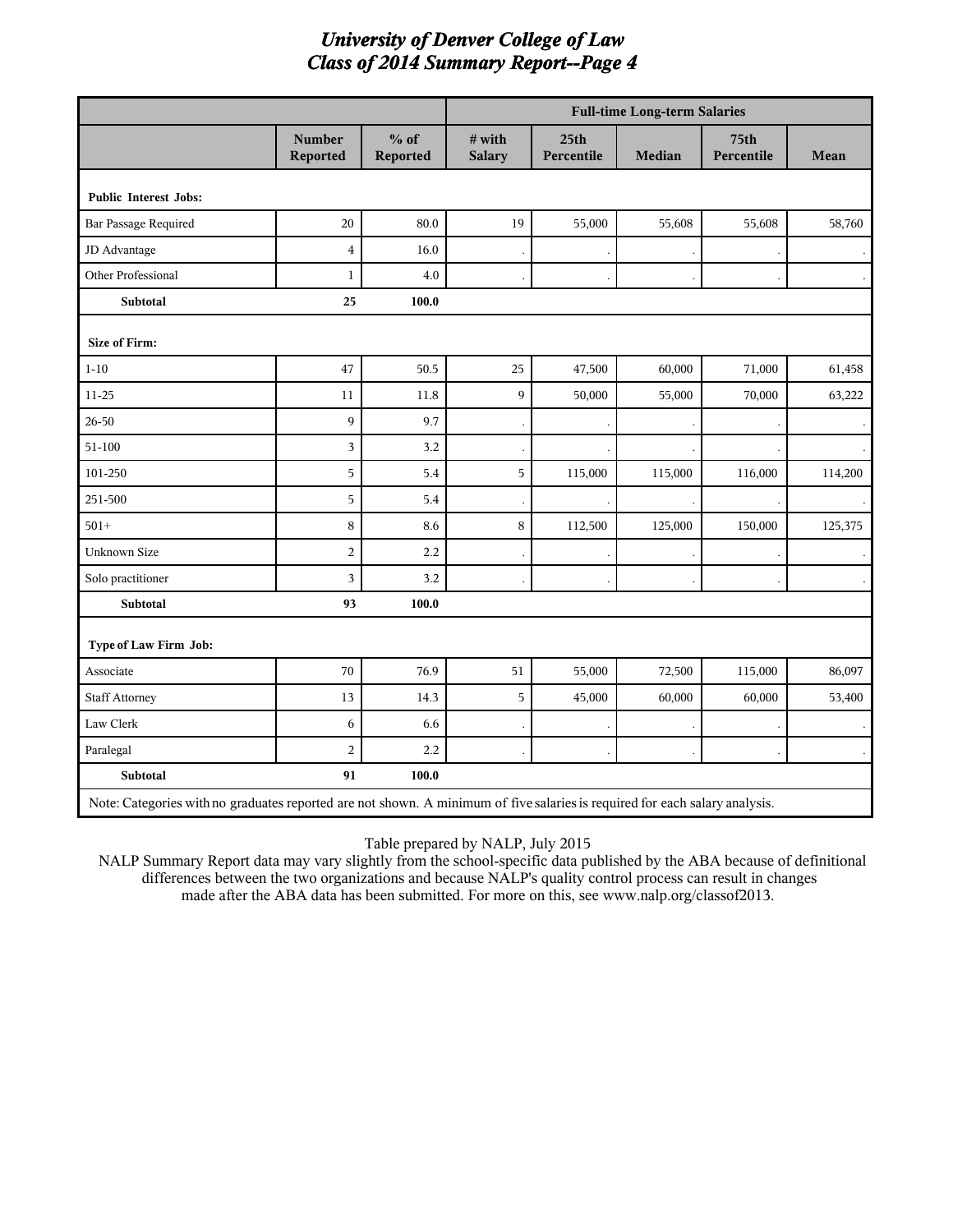# University of Denver College of Law
## Class of 2014 Summary Report--Page 4

| | | | Full-time Long-term Salaries | | | | |
|---|---|---|---|---|---|---|---|
| | Number Reported | % of Reported | # with Salary | 25th Percentile | Median | 75th Percentile | Mean |
| **Public Interest Jobs:** | | | | | | | |
| Bar Passage Required | 20 | 80.0 | 19 | 55,000 | 55,608 | 55,608 | 58,760 |
| JD Advantage | 4 | 16.0 | . | . | . | . | . |
| Other Professional | 1 | 4.0 | . | . | . | . | . |
| **Subtotal** | **25** | **100.0** | | | | | |
| **Size of Firm:** | | | | | | | |
| 1-10 | 47 | 50.5 | 25 | 47,500 | 60,000 | 71,000 | 61,458 |
| 11-25 | 11 | 11.8 | 9 | 50,000 | 55,000 | 70,000 | 63,222 |
| 26-50 | 9 | 9.7 | . | . | . | . | . |
| 51-100 | 3 | 3.2 | . | . | . | . | . |
| 101-250 | 5 | 5.4 | 5 | 115,000 | 115,000 | 116,000 | 114,200 |
| 251-500 | 5 | 5.4 | . | . | . | . | . |
| 501+ | 8 | 8.6 | 8 | 112,500 | 125,000 | 150,000 | 125,375 |
| Unknown Size | 2 | 2.2 | . | . | . | . | . |
| Solo practitioner | 3 | 3.2 | . | . | . | . | . |
| **Subtotal** | **93** | **100.0** | | | | | |
| **Type of Law Firm Job:** | | | | | | | |
| Associate | 70 | 76.9 | 51 | 55,000 | 72,500 | 115,000 | 86,097 |
| Staff Attorney | 13 | 14.3 | 5 | 45,000 | 60,000 | 60,000 | 53,400 |
| Law Clerk | 6 | 6.6 | . | . | . | . | . |
| Paralegal | 2 | 2.2 | . | . | . | . | . |
| **Subtotal** | **91** | **100.0** | | | | | |

Note: Categories with no graduates reported are not shown. A minimum of five salaries is required for each salary analysis.

Table prepared by NALP, July 2015

NALP Summary Report data may vary slightly from the school-specific data published by the ABA because of definitional differences between the two organizations and because NALP's quality control process can result in changes made after the ABA data has been submitted. For more on this, see www.nalp.org/classof2013.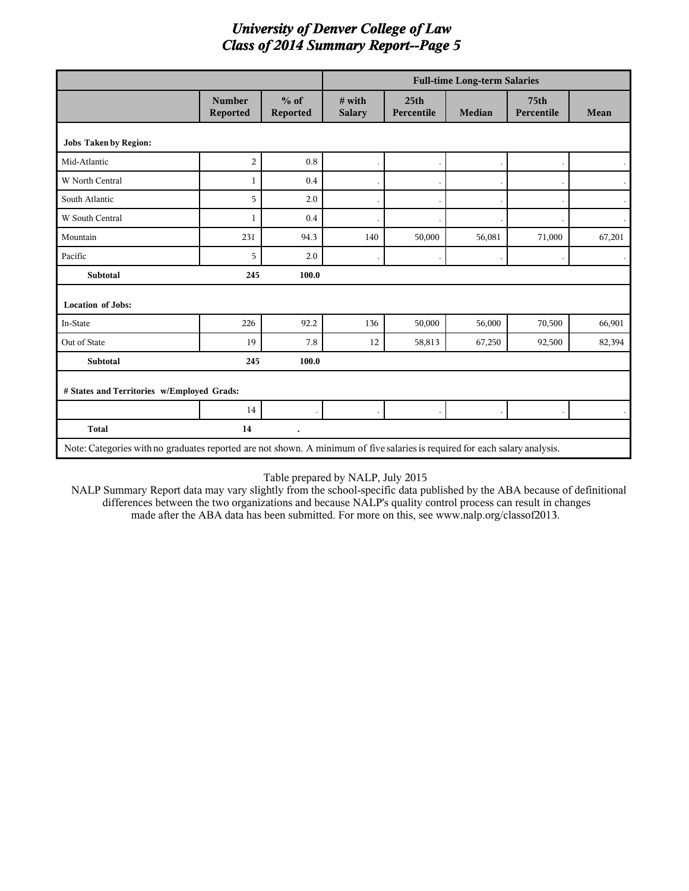# University of Denver College of Law
## Class of 2014 Summary Report--Page 5

| | | | Full-time Long-term Salaries | | | | |
|---|---|---|---|---|---|---|---|
| | Number Reported | % of Reported | # with Salary | 25th Percentile | Median | 75th Percentile | Mean |
| **Jobs Taken by Region:** | | | | | | | |
| Mid-Atlantic | 2 | 0.8 | . | . | . | . | . |
| W North Central | 1 | 0.4 | . | . | . | . | . |
| South Atlantic | 5 | 2.0 | . | . | . | . | . |
| W South Central | 1 | 0.4 | . | . | . | . | . |
| Mountain | 231 | 94.3 | 140 | 50,000 | 56,081 | 71,000 | 67,201 |
| Pacific | 5 | 2.0 | . | . | . | . | . |
| **Subtotal** | **245** | **100.0** | | | | | |
| **Location of Jobs:** | | | | | | | |
| In-State | 226 | 92.2 | 136 | 50,000 | 56,000 | 70,500 | 66,901 |
| Out of State | 19 | 7.8 | 12 | 58,813 | 67,250 | 92,500 | 82,394 |
| **Subtotal** | **245** | **100.0** | | | | | |
| **# States and Territories w/Employed Grads:** | | | | | | | |
| | 14 | . | . | . | . | . | . |
| **Total** | **14** | **.** | | | | | |

Note: Categories with no graduates reported are not shown. A minimum of five salaries is required for each salary analysis.

Table prepared by NALP, July 2015

NALP Summary Report data may vary slightly from the school-specific data published by the ABA because of definitional differences between the two organizations and because NALP's quality control process can result in changes made after the ABA data has been submitted. For more on this, see www.nalp.org/classof2013.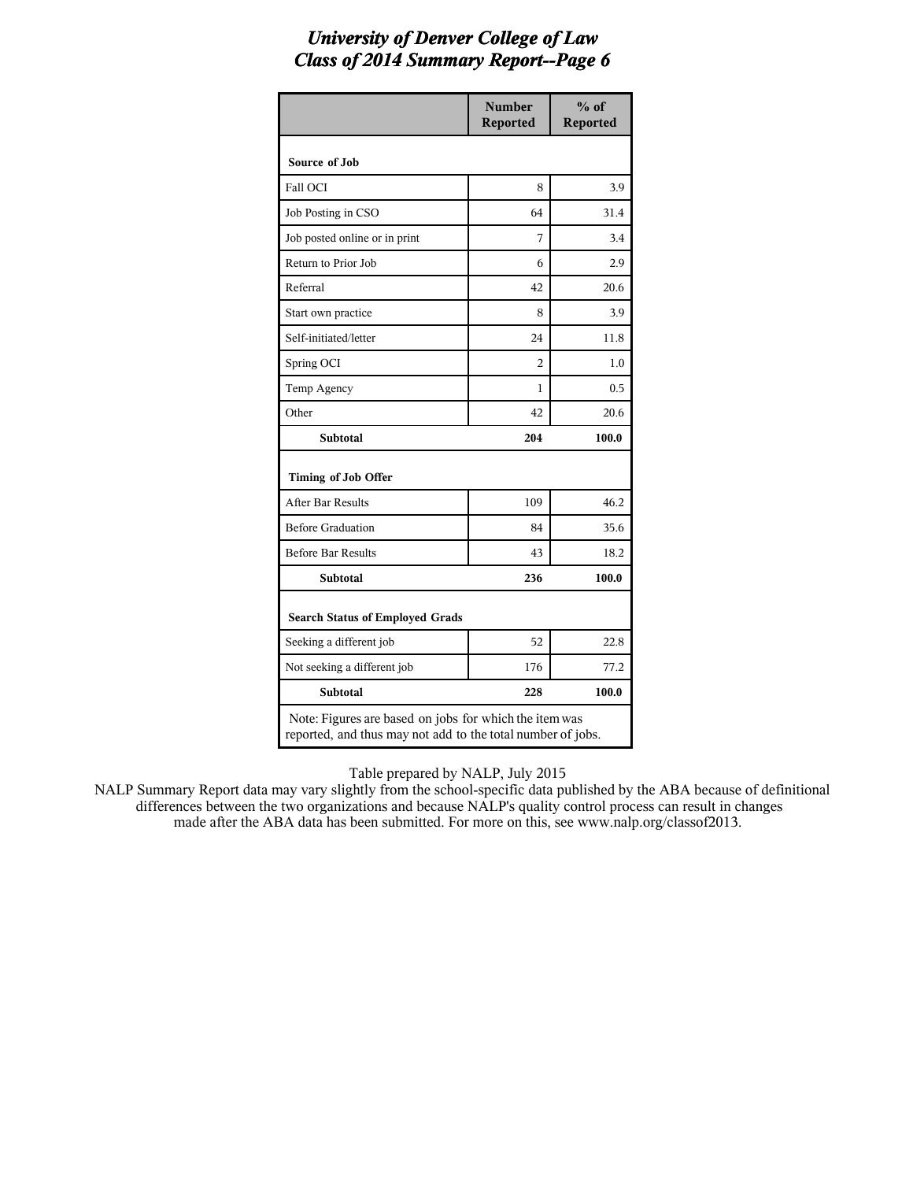# University of Denver College of Law
## Class of 2014 Summary Report--Page 6

| | Number Reported | % of Reported |
|---|---|---|
| **Source of Job** | | |
| Fall OCI | 8 | 3.9 |
| Job Posting in CSO | 64 | 31.4 |
| Job posted online or in print | 7 | 3.4 |
| Return to Prior Job | 6 | 2.9 |
| Referral | 42 | 20.6 |
| Start own practice | 8 | 3.9 |
| Self-initiated/letter | 24 | 11.8 |
| Spring OCI | 2 | 1.0 |
| Temp Agency | 1 | 0.5 |
| Other | 42 | 20.6 |
| **Subtotal** | **204** | **100.0** |
| **Timing of Job Offer** | | |
| After Bar Results | 109 | 46.2 |
| Before Graduation | 84 | 35.6 |
| Before Bar Results | 43 | 18.2 |
| **Subtotal** | **236** | **100.0** |
| **Search Status of Employed Grads** | | |
| Seeking a different job | 52 | 22.8 |
| Not seeking a different job | 176 | 77.2 |
| **Subtotal** | **228** | **100.0** |

Note: Figures are based on jobs for which the item was reported, and thus may not add to the total number of jobs.

Table prepared by NALP, July 2015

NALP Summary Report data may vary slightly from the school-specific data published by the ABA because of definitional differences between the two organizations and because NALP's quality control process can result in changes made after the ABA data has been submitted. For more on this, see www.nalp.org/classof2013.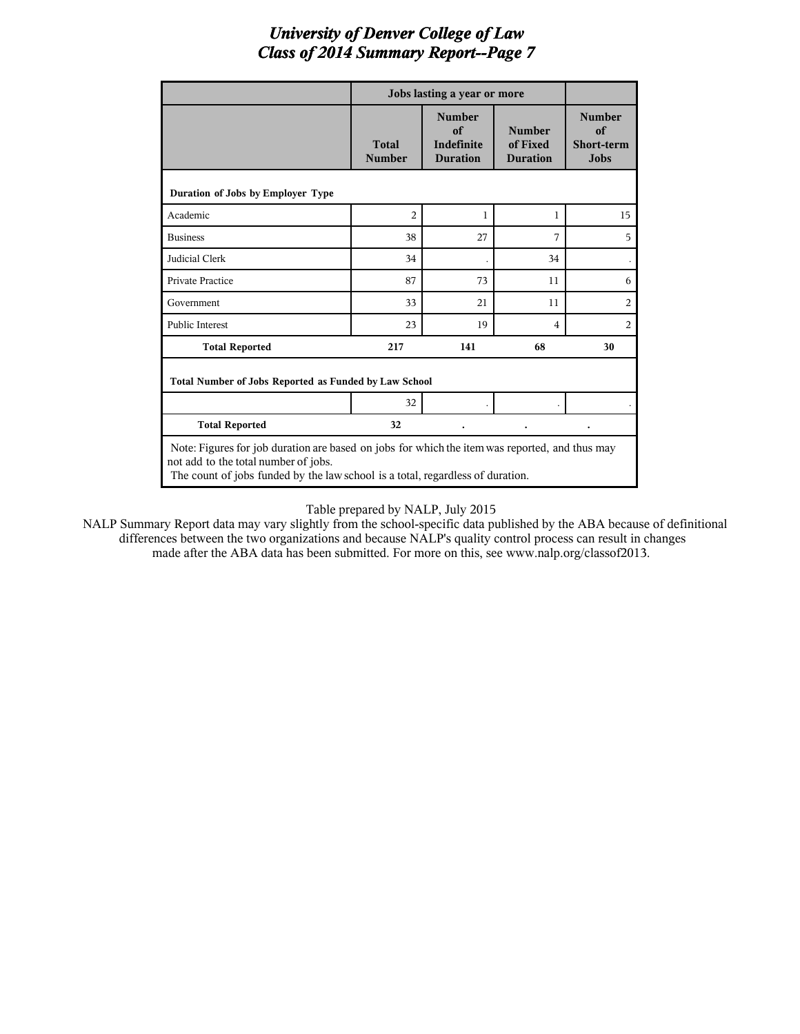# University of Denver College of Law
## Class of 2014 Summary Report--Page 7

| | Jobs lasting a year or more | | | |
|---|---|---|---|---|
| | Total Number | Number of Indefinite Duration | Number of Fixed Duration | Number of Short-term Jobs |
| **Duration of Jobs by Employer Type** | | | | |
| Academic | 2 | 1 | 1 | 15 |
| Business | 38 | 27 | 7 | 5 |
| Judicial Clerk | 34 | . | 34 | . |
| Private Practice | 87 | 73 | 11 | 6 |
| Government | 33 | 21 | 11 | 2 |
| Public Interest | 23 | 19 | 4 | 2 |
| **Total Reported** | **217** | **141** | **68** | **30** |
| **Total Number of Jobs Reported as Funded by Law School** | | | | |
| | 32 | . | . | . |
| **Total Reported** | **32** | **.** | **.** | **.** |

Note: Figures for job duration are based on jobs for which the item was reported, and thus may not add to the total number of jobs.
The count of jobs funded by the law school is a total, regardless of duration.

Table prepared by NALP, July 2015
NALP Summary Report data may vary slightly from the school-specific data published by the ABA because of definitional differences between the two organizations and because NALP's quality control process can result in changes made after the ABA data has been submitted. For more on this, see www.nalp.org/classof2013.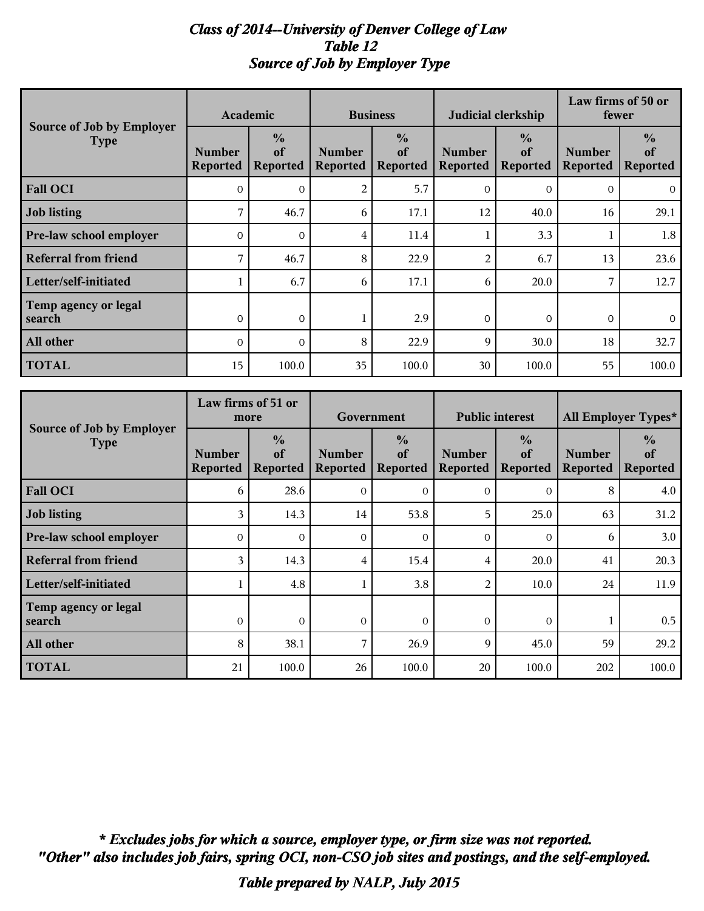# *Class of 2014--University of Denver College of Law*
## *Table 12*
## *Source of Job by Employer Type*

| Source of Job by Employer Type | Academic | | Business | | Judicial clerkship | | Law firms of 50 or fewer | |
|---|---|---|---|---|---|---|---|---|
| | Number Reported | % of Reported | Number Reported | % of Reported | Number Reported | % of Reported | Number Reported | % of Reported |
| **Fall OCI** | 0 | 0 | 2 | 5.7 | 0 | 0 | 0 | 0 |
| **Job listing** | 7 | 46.7 | 6 | 17.1 | 12 | 40.0 | 16 | 29.1 |
| **Pre-law school employer** | 0 | 0 | 4 | 11.4 | 1 | 3.3 | 1 | 1.8 |
| **Referral from friend** | 7 | 46.7 | 8 | 22.9 | 2 | 6.7 | 13 | 23.6 |
| **Letter/self-initiated** | 1 | 6.7 | 6 | 17.1 | 6 | 20.0 | 7 | 12.7 |
| **Temp agency or legal search** | 0 | 0 | 1 | 2.9 | 0 | 0 | 0 | 0 |
| **All other** | 0 | 0 | 8 | 22.9 | 9 | 30.0 | 18 | 32.7 |
| **TOTAL** | 15 | 100.0 | 35 | 100.0 | 30 | 100.0 | 55 | 100.0 |

| Source of Job by Employer Type | Law firms of 51 or more | | Government | | Public interest | | All Employer Types* | |
|---|---|---|---|---|---|---|---|---|
| | Number Reported | % of Reported | Number Reported | % of Reported | Number Reported | % of Reported | Number Reported | % of Reported |
| **Fall OCI** | 6 | 28.6 | 0 | 0 | 0 | 0 | 8 | 4.0 |
| **Job listing** | 3 | 14.3 | 14 | 53.8 | 5 | 25.0 | 63 | 31.2 |
| **Pre-law school employer** | 0 | 0 | 0 | 0 | 0 | 0 | 6 | 3.0 |
| **Referral from friend** | 3 | 14.3 | 4 | 15.4 | 4 | 20.0 | 41 | 20.3 |
| **Letter/self-initiated** | 1 | 4.8 | 1 | 3.8 | 2 | 10.0 | 24 | 11.9 |
| **Temp agency or legal search** | 0 | 0 | 0 | 0 | 0 | 0 | 1 | 0.5 |
| **All other** | 8 | 38.1 | 7 | 26.9 | 9 | 45.0 | 59 | 29.2 |
| **TOTAL** | 21 | 100.0 | 26 | 100.0 | 20 | 100.0 | 202 | 100.0 |

***\* Excludes jobs for which a source, employer type, or firm size was not reported.***
***"Other" also includes job fairs, spring OCI, non-CSO job sites and postings, and the self-employed.***

***Table prepared by NALP, July 2015***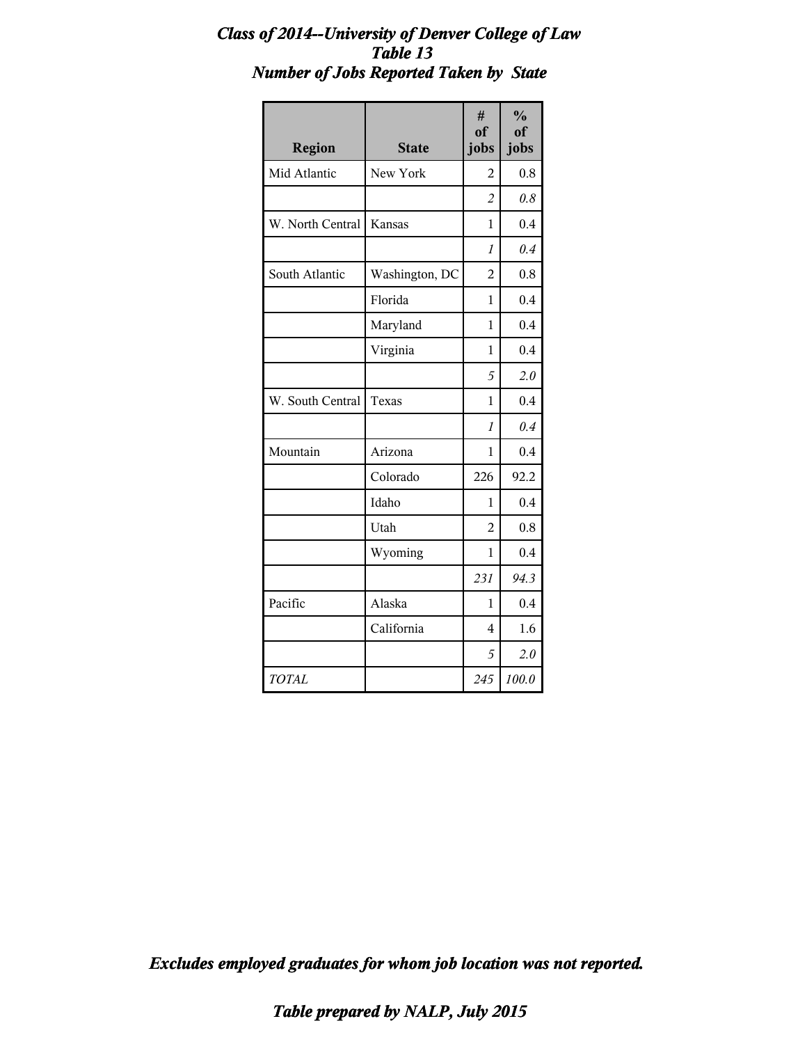# *Class of 2014--University of Denver College of Law*
## *Table 13*
## *Number of Jobs Reported Taken by State*

| Region | State | # of jobs | % of jobs |
|---|---|---|---|
| Mid Atlantic | New York | 2 | 0.8 |
| | | *2* | *0.8* |
| W. North Central | Kansas | 1 | 0.4 |
| | | *1* | *0.4* |
| South Atlantic | Washington, DC | 2 | 0.8 |
| | Florida | 1 | 0.4 |
| | Maryland | 1 | 0.4 |
| | Virginia | 1 | 0.4 |
| | | *5* | *2.0* |
| W. South Central | Texas | 1 | 0.4 |
| | | *1* | *0.4* |
| Mountain | Arizona | 1 | 0.4 |
| | Colorado | 226 | 92.2 |
| | Idaho | 1 | 0.4 |
| | Utah | 2 | 0.8 |
| | Wyoming | 1 | 0.4 |
| | | *231* | *94.3* |
| Pacific | Alaska | 1 | 0.4 |
| | California | 4 | 1.6 |
| | | *5* | *2.0* |
| *TOTAL* | | *245* | *100.0* |

***Excludes employed graduates for whom job location was not reported.***

***Table prepared by NALP, July 2015***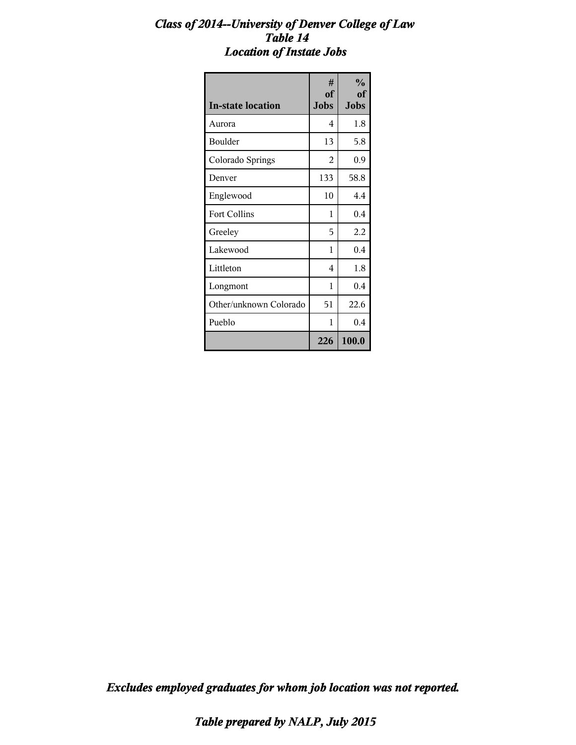# *Class of 2014--University of Denver College of Law*
## *Table 14*
## *Location of Instate Jobs*

| In-state location | # of Jobs | % of Jobs |
|---|---|---|
| Aurora | 4 | 1.8 |
| Boulder | 13 | 5.8 |
| Colorado Springs | 2 | 0.9 |
| Denver | 133 | 58.8 |
| Englewood | 10 | 4.4 |
| Fort Collins | 1 | 0.4 |
| Greeley | 5 | 2.2 |
| Lakewood | 1 | 0.4 |
| Littleton | 4 | 1.8 |
| Longmont | 1 | 0.4 |
| Other/unknown Colorado | 51 | 22.6 |
| Pueblo | 1 | 0.4 |
| | **226** | **100.0** |

***Excludes employed graduates for whom job location was not reported.***

***Table prepared by NALP, July 2015***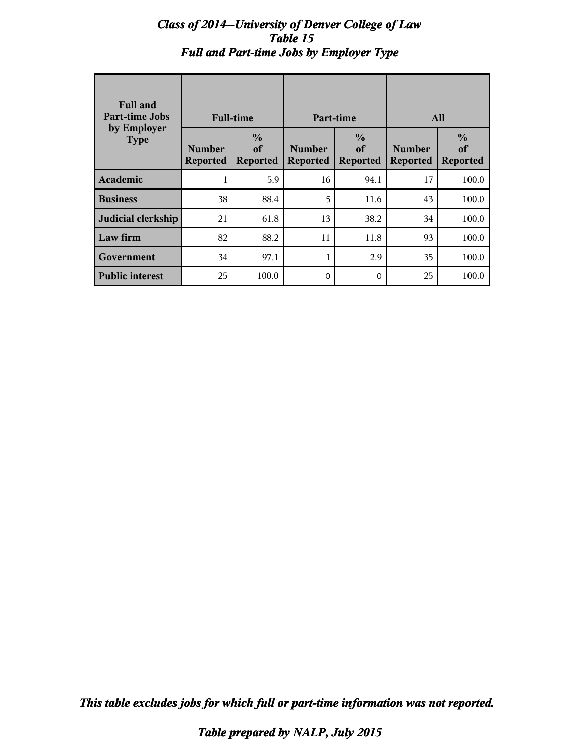# *Class of 2014--University of Denver College of Law*
## *Table 15*
## *Full and Part-time Jobs by Employer Type*

| Full and Part-time Jobs by Employer Type | Full-time | | Part-time | | All | |
|---|---|---|---|---|---|---|
| | Number Reported | % of Reported | Number Reported | % of Reported | Number Reported | % of Reported |
| **Academic** | 1 | 5.9 | 16 | 94.1 | 17 | 100.0 |
| **Business** | 38 | 88.4 | 5 | 11.6 | 43 | 100.0 |
| **Judicial clerkship** | 21 | 61.8 | 13 | 38.2 | 34 | 100.0 |
| **Law firm** | 82 | 88.2 | 11 | 11.8 | 93 | 100.0 |
| **Government** | 34 | 97.1 | 1 | 2.9 | 35 | 100.0 |
| **Public interest** | 25 | 100.0 | 0 | 0 | 25 | 100.0 |

***This table excludes jobs for which full or part-time information was not reported.***

***Table prepared by NALP, July 2015***